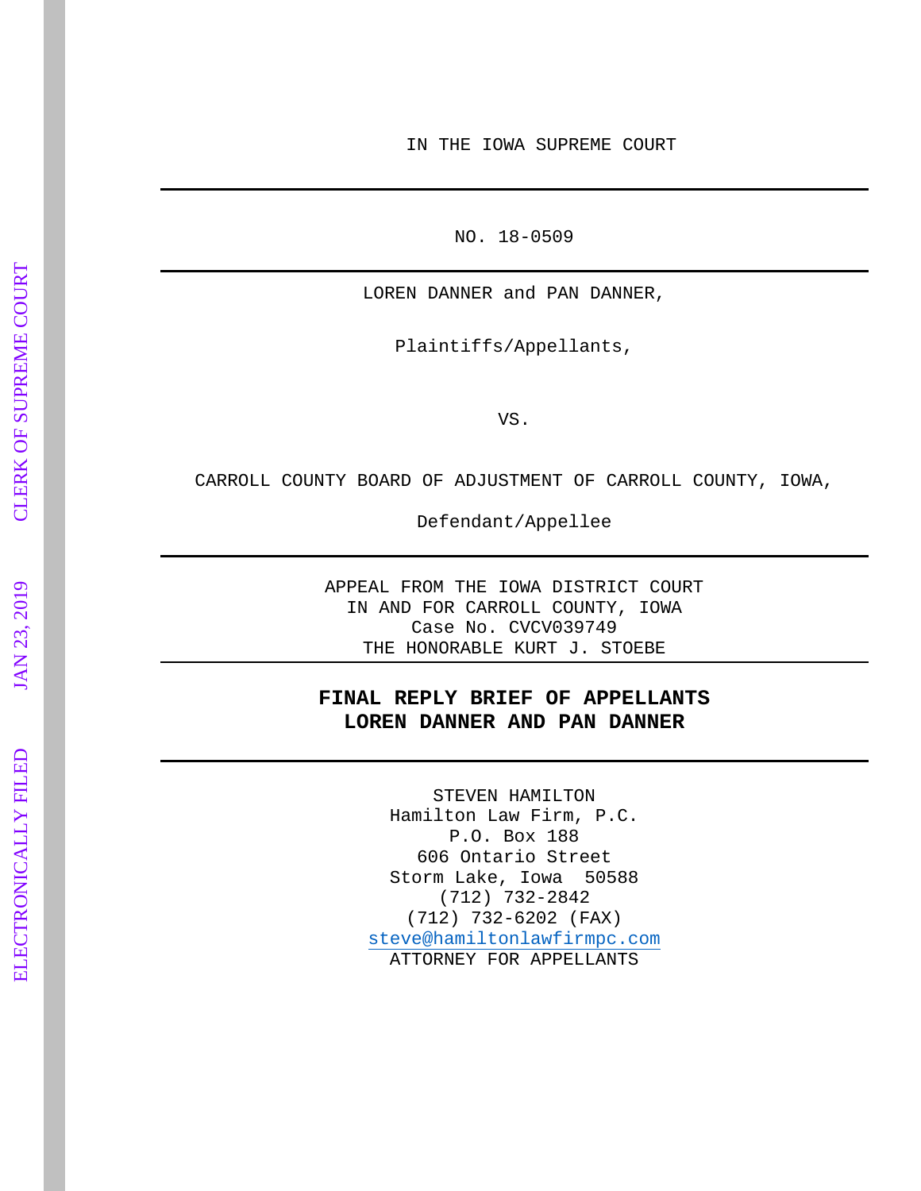IN THE IOWA SUPREME COURT

---

NO. 18-0509

---

LOREN DANNER and PAN DANNER,

Plaintiffs/Appellants,

VS.

CARROLL COUNTY BOARD OF ADJUSTMENT OF CARROLL COUNTY, IOWA,

Defendant/Appellee

---

APPEAL FROM THE IOWA DISTRICT COURT
IN AND FOR CARROLL COUNTY, IOWA
Case No. CVCV039749
THE HONORABLE KURT J. STOEBE

---

**FINAL REPLY BRIEF OF APPELLANTS**
**LOREN DANNER AND PAN DANNER**

---

STEVEN HAMILTON
Hamilton Law Firm, P.C.
P.O. Box 188
606 Ontario Street
Storm Lake, Iowa 50588
(712) 732-2842
(712) 732-6202 (FAX)
steve@hamiltonlawfirmpc.com
ATTORNEY FOR APPELLANTS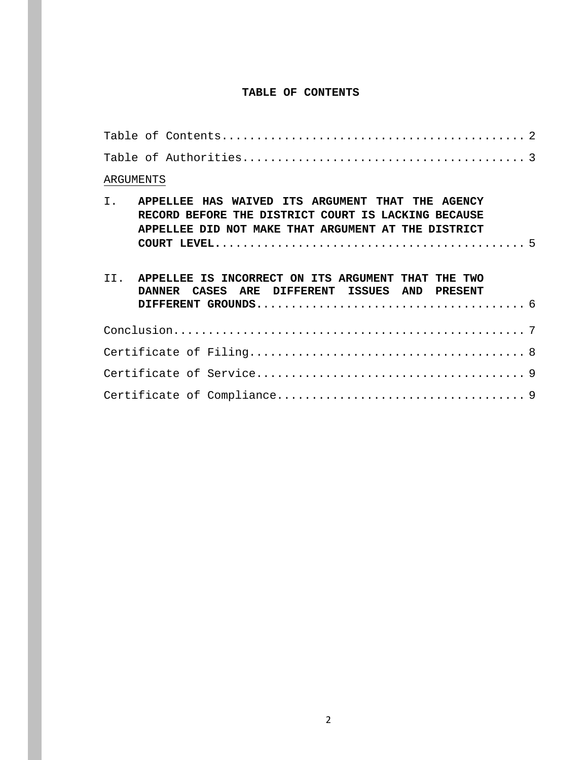# TABLE OF CONTENTS

Table of Contents.......................................... 2

Table of Authorities....................................... 3

ARGUMENTS

I. **APPELLEE HAS WAIVED ITS ARGUMENT THAT THE AGENCY RECORD BEFORE THE DISTRICT COURT IS LACKING BECAUSE APPELLEE DID NOT MAKE THAT ARGUMENT AT THE DISTRICT COURT LEVEL**........................................... 5

II. **APPELLEE IS INCORRECT ON ITS ARGUMENT THAT THE TWO DANNER CASES ARE DIFFERENT ISSUES AND PRESENT DIFFERENT GROUNDS**..................................... 6

Conclusion................................................. 7

Certificate of Filing...................................... 8

Certificate of Service..................................... 9

Certificate of Compliance.................................. 9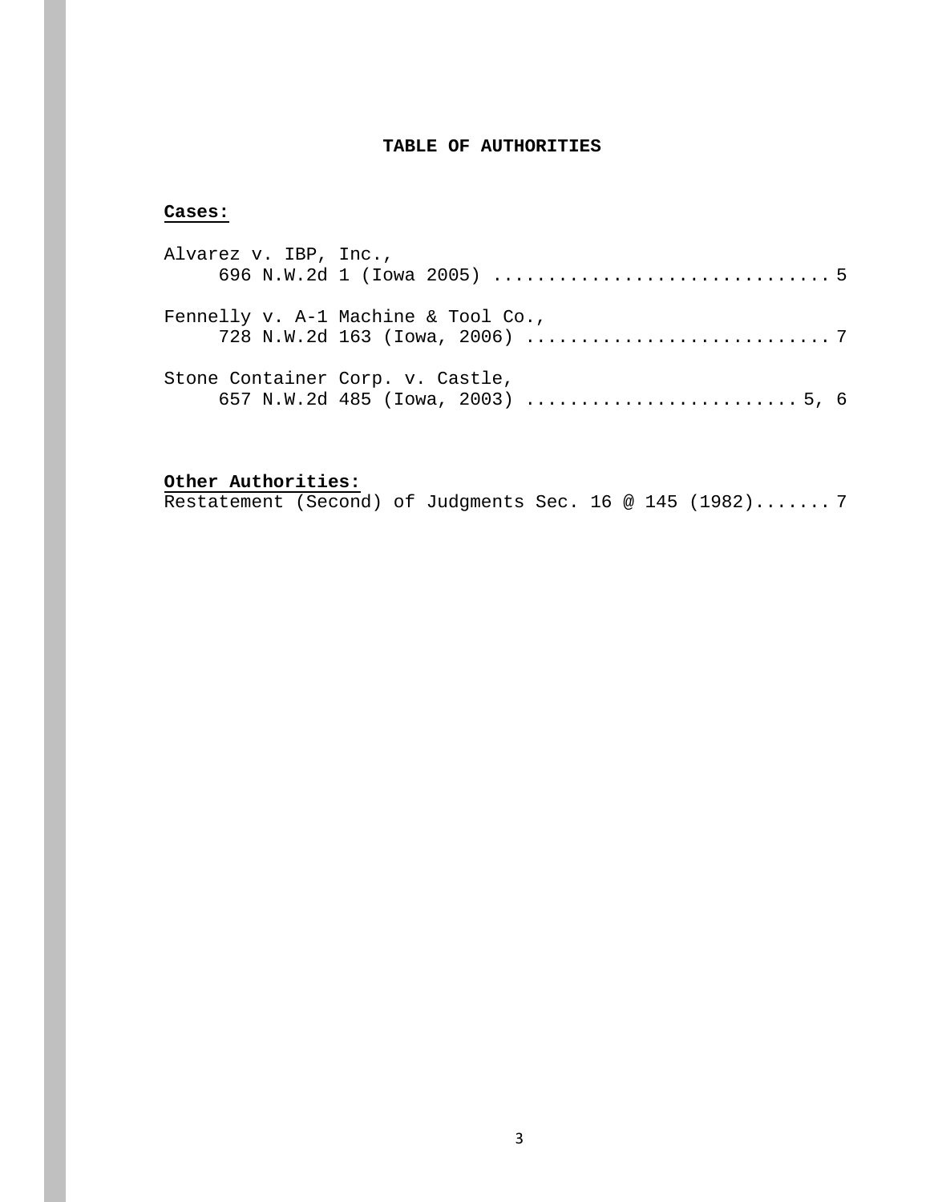# TABLE OF AUTHORITIES

**Cases:**

Alvarez v. IBP, Inc.,
696 N.W.2d 1 (Iowa 2005) .............................. 5

Fennelly v. A-1 Machine & Tool Co.,
728 N.W.2d 163 (Iowa, 2006) ........................... 7

Stone Container Corp. v. Castle,
657 N.W.2d 485 (Iowa, 2003) ........................ 5, 6

**Other Authorities:**

Restatement (Second) of Judgments Sec. 16 @ 145 (1982)....... 7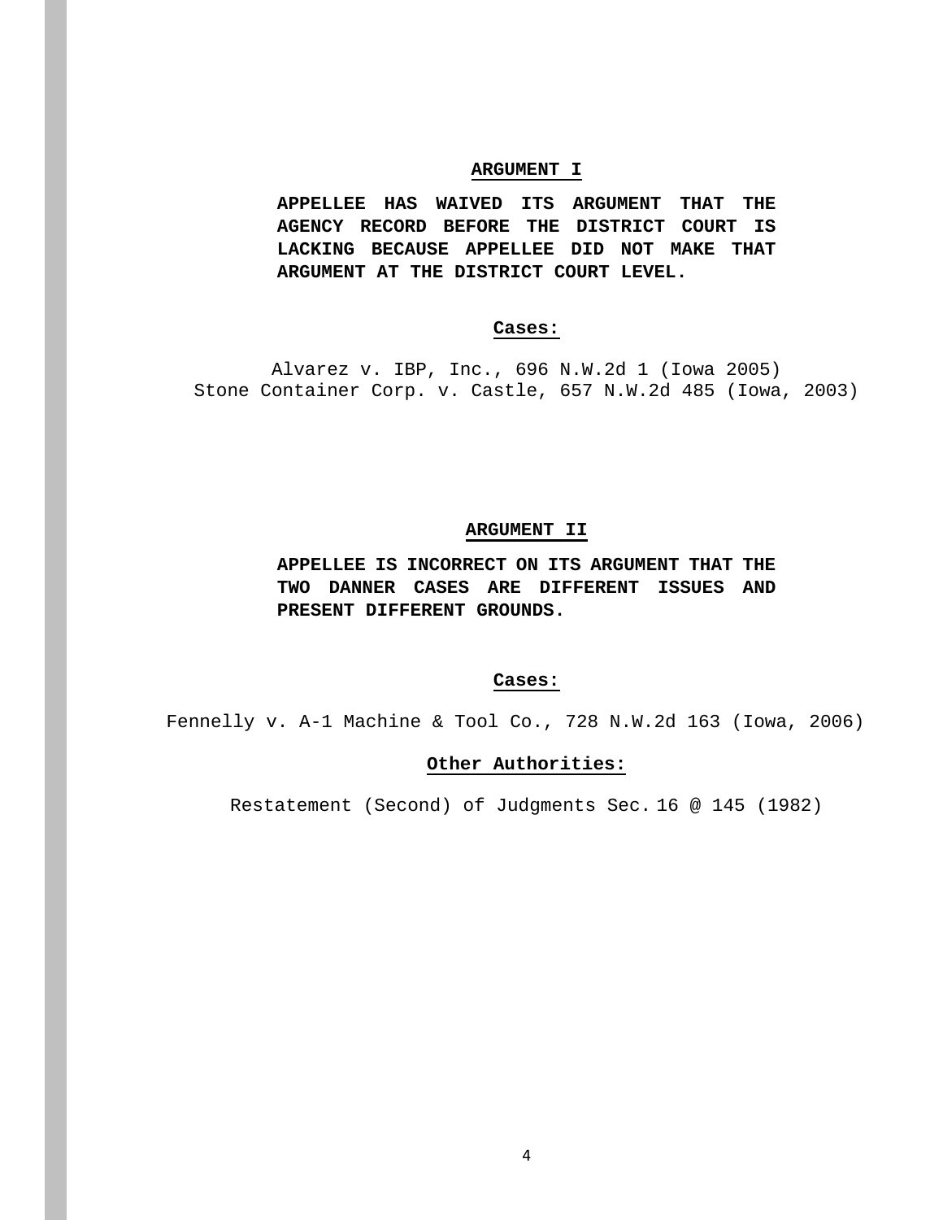## ARGUMENT I

**APPELLEE HAS WAIVED ITS ARGUMENT THAT THE AGENCY RECORD BEFORE THE DISTRICT COURT IS LACKING BECAUSE APPELLEE DID NOT MAKE THAT ARGUMENT AT THE DISTRICT COURT LEVEL.**

**Cases:**

Alvarez v. IBP, Inc., 696 N.W.2d 1 (Iowa 2005)
Stone Container Corp. v. Castle, 657 N.W.2d 485 (Iowa, 2003)

## ARGUMENT II

**APPELLEE IS INCORRECT ON ITS ARGUMENT THAT THE TWO DANNER CASES ARE DIFFERENT ISSUES AND PRESENT DIFFERENT GROUNDS.**

**Cases:**

Fennelly v. A-1 Machine & Tool Co., 728 N.W.2d 163 (Iowa, 2006)

**Other Authorities:**

Restatement (Second) of Judgments Sec. 16 @ 145 (1982)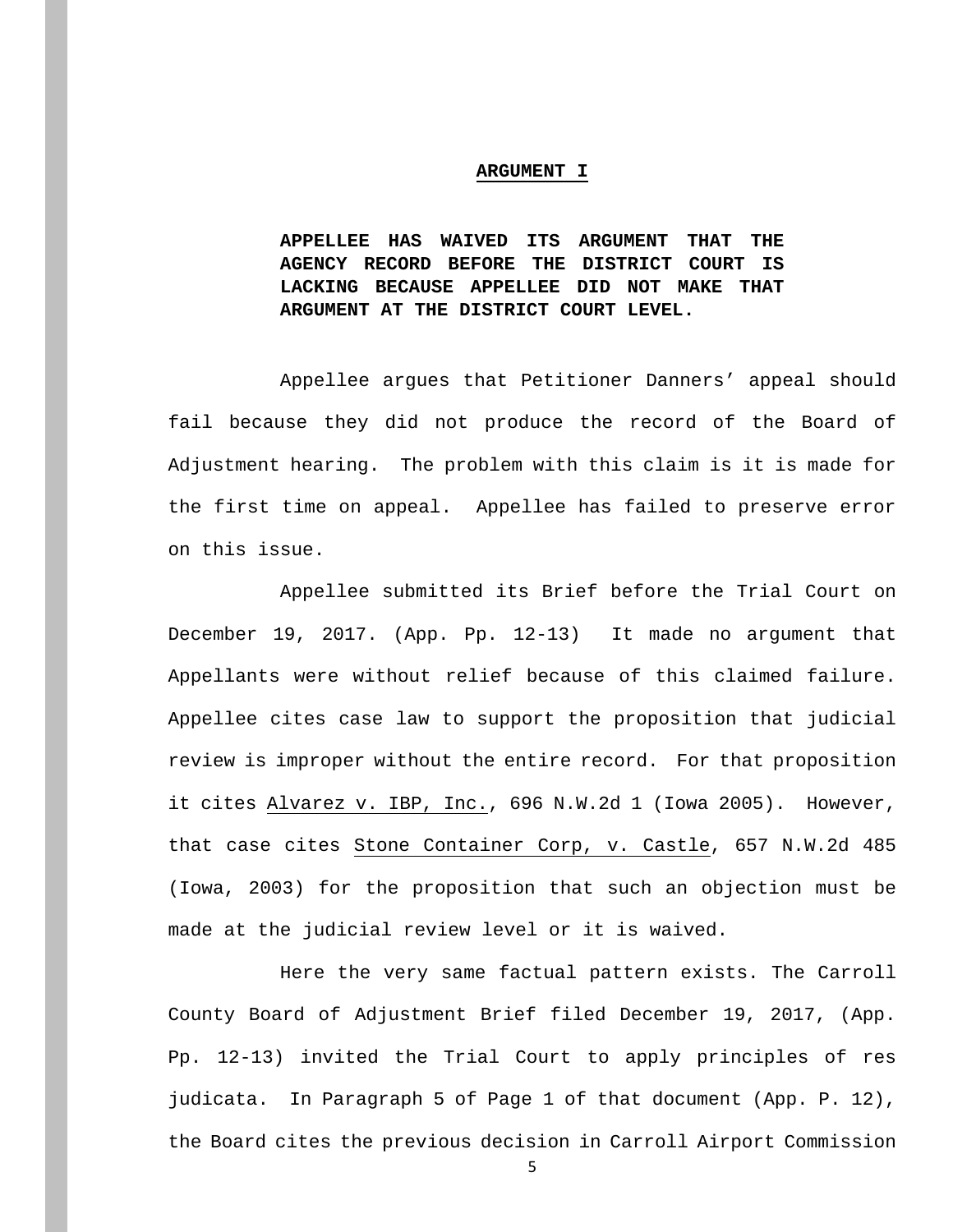## ARGUMENT I

**APPELLEE HAS WAIVED ITS ARGUMENT THAT THE AGENCY RECORD BEFORE THE DISTRICT COURT IS LACKING BECAUSE APPELLEE DID NOT MAKE THAT ARGUMENT AT THE DISTRICT COURT LEVEL.**

Appellee argues that Petitioner Danners' appeal should fail because they did not produce the record of the Board of Adjustment hearing. The problem with this claim is it is made for the first time on appeal. Appellee has failed to preserve error on this issue.

Appellee submitted its Brief before the Trial Court on December 19, 2017. (App. Pp. 12-13) It made no argument that Appellants were without relief because of this claimed failure. Appellee cites case law to support the proposition that judicial review is improper without the entire record. For that proposition it cites Alvarez v. IBP, Inc., 696 N.W.2d 1 (Iowa 2005). However, that case cites Stone Container Corp, v. Castle, 657 N.W.2d 485 (Iowa, 2003) for the proposition that such an objection must be made at the judicial review level or it is waived.

Here the very same factual pattern exists. The Carroll County Board of Adjustment Brief filed December 19, 2017, (App. Pp. 12-13) invited the Trial Court to apply principles of res judicata. In Paragraph 5 of Page 1 of that document (App. P. 12), the Board cites the previous decision in Carroll Airport Commission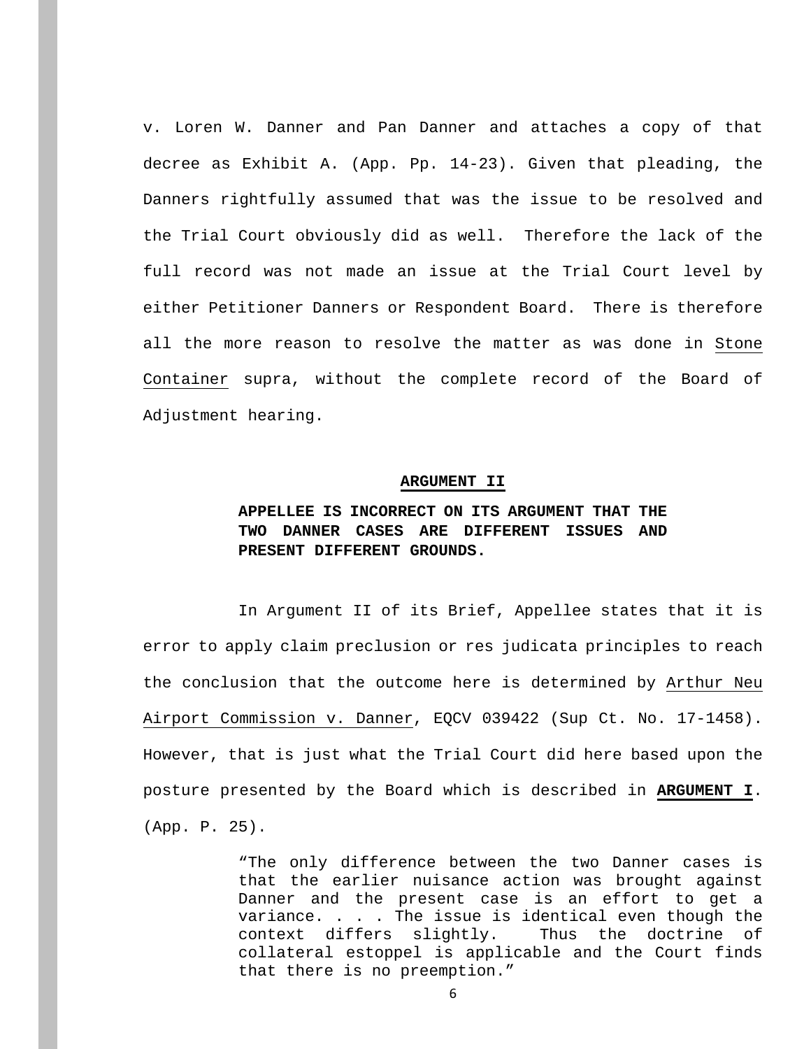v. Loren W. Danner and Pan Danner and attaches a copy of that decree as Exhibit A. (App. Pp. 14-23). Given that pleading, the Danners rightfully assumed that was the issue to be resolved and the Trial Court obviously did as well. Therefore the lack of the full record was not made an issue at the Trial Court level by either Petitioner Danners or Respondent Board. There is therefore all the more reason to resolve the matter as was done in Stone Container supra, without the complete record of the Board of Adjustment hearing.

## ARGUMENT II

### APPELLEE IS INCORRECT ON ITS ARGUMENT THAT THE TWO DANNER CASES ARE DIFFERENT ISSUES AND PRESENT DIFFERENT GROUNDS.

In Argument II of its Brief, Appellee states that it is error to apply claim preclusion or res judicata principles to reach the conclusion that the outcome here is determined by Arthur Neu Airport Commission v. Danner, EQCV 039422 (Sup Ct. No. 17-1458). However, that is just what the Trial Court did here based upon the posture presented by the Board which is described in **ARGUMENT I**. (App. P. 25).

> "The only difference between the two Danner cases is that the earlier nuisance action was brought against Danner and the present case is an effort to get a variance. . . . The issue is identical even though the context differs slightly. Thus the doctrine of collateral estoppel is applicable and the Court finds that there is no preemption."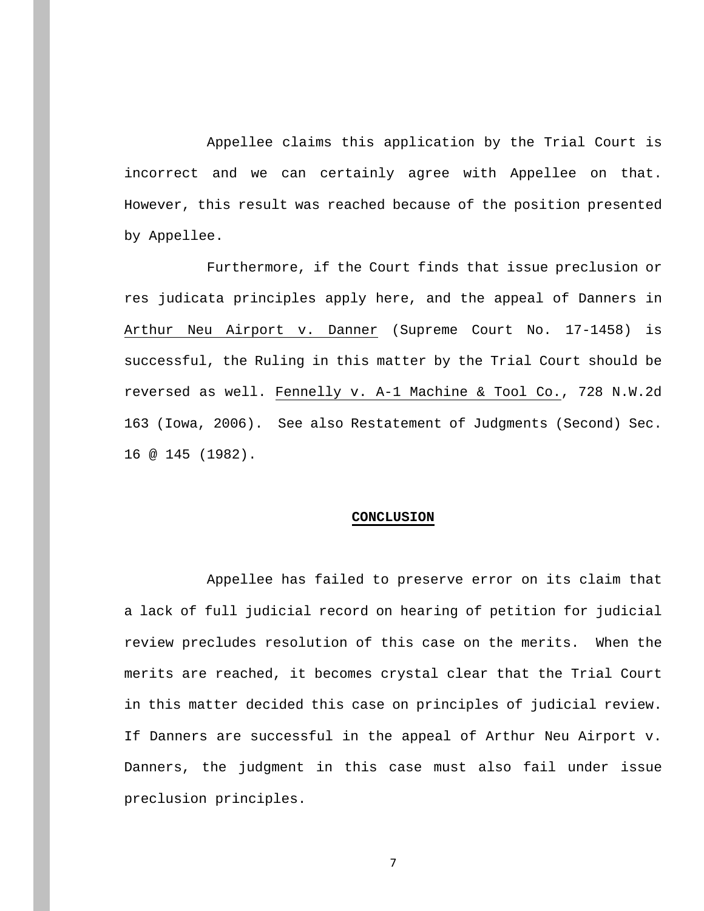Appellee claims this application by the Trial Court is incorrect and we can certainly agree with Appellee on that. However, this result was reached because of the position presented by Appellee.

Furthermore, if the Court finds that issue preclusion or res judicata principles apply here, and the appeal of Danners in Arthur Neu Airport v. Danner (Supreme Court No. 17-1458) is successful, the Ruling in this matter by the Trial Court should be reversed as well. Fennelly v. A-1 Machine & Tool Co., 728 N.W.2d 163 (Iowa, 2006). See also Restatement of Judgments (Second) Sec. 16 @ 145 (1982).

## CONCLUSION

Appellee has failed to preserve error on its claim that a lack of full judicial record on hearing of petition for judicial review precludes resolution of this case on the merits. When the merits are reached, it becomes crystal clear that the Trial Court in this matter decided this case on principles of judicial review. If Danners are successful in the appeal of Arthur Neu Airport v. Danners, the judgment in this case must also fail under issue preclusion principles.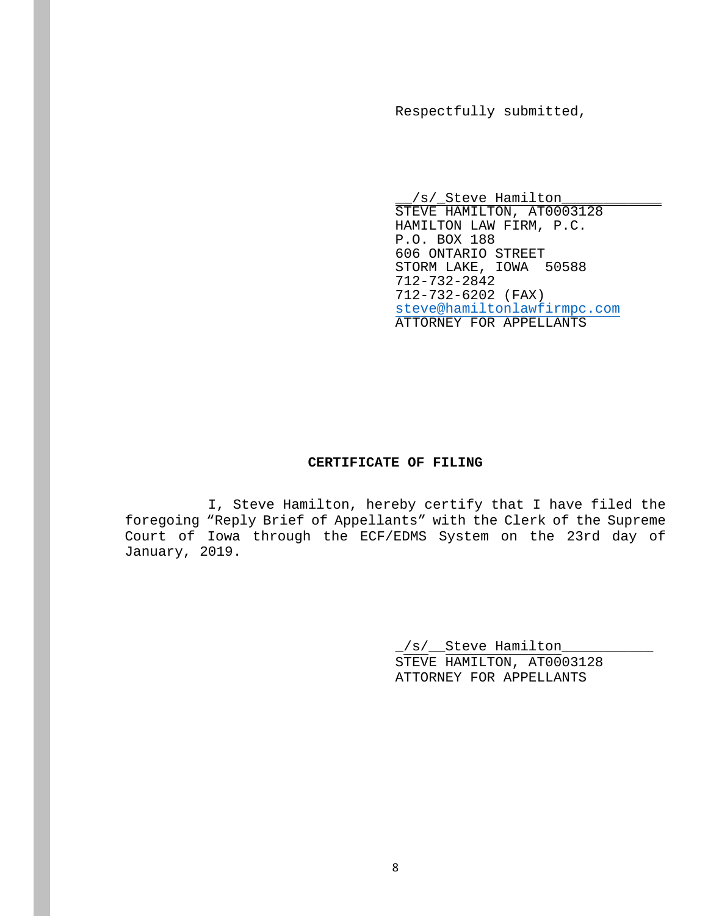Respectfully submitted,

__/s/_Steve Hamilton____________
STEVE HAMILTON, AT0003128
HAMILTON LAW FIRM, P.C.
P.O. BOX 188
606 ONTARIO STREET
STORM LAKE, IOWA 50588
712-732-2842
712-732-6202 (FAX)
steve@hamiltonlawfirmpc.com
ATTORNEY FOR APPELLANTS

**CERTIFICATE OF FILING**

I, Steve Hamilton, hereby certify that I have filed the foregoing "Reply Brief of Appellants" with the Clerk of the Supreme Court of Iowa through the ECF/EDMS System on the 23rd day of January, 2019.

_/s/__Steve Hamilton___________
STEVE HAMILTON, AT0003128
ATTORNEY FOR APPELLANTS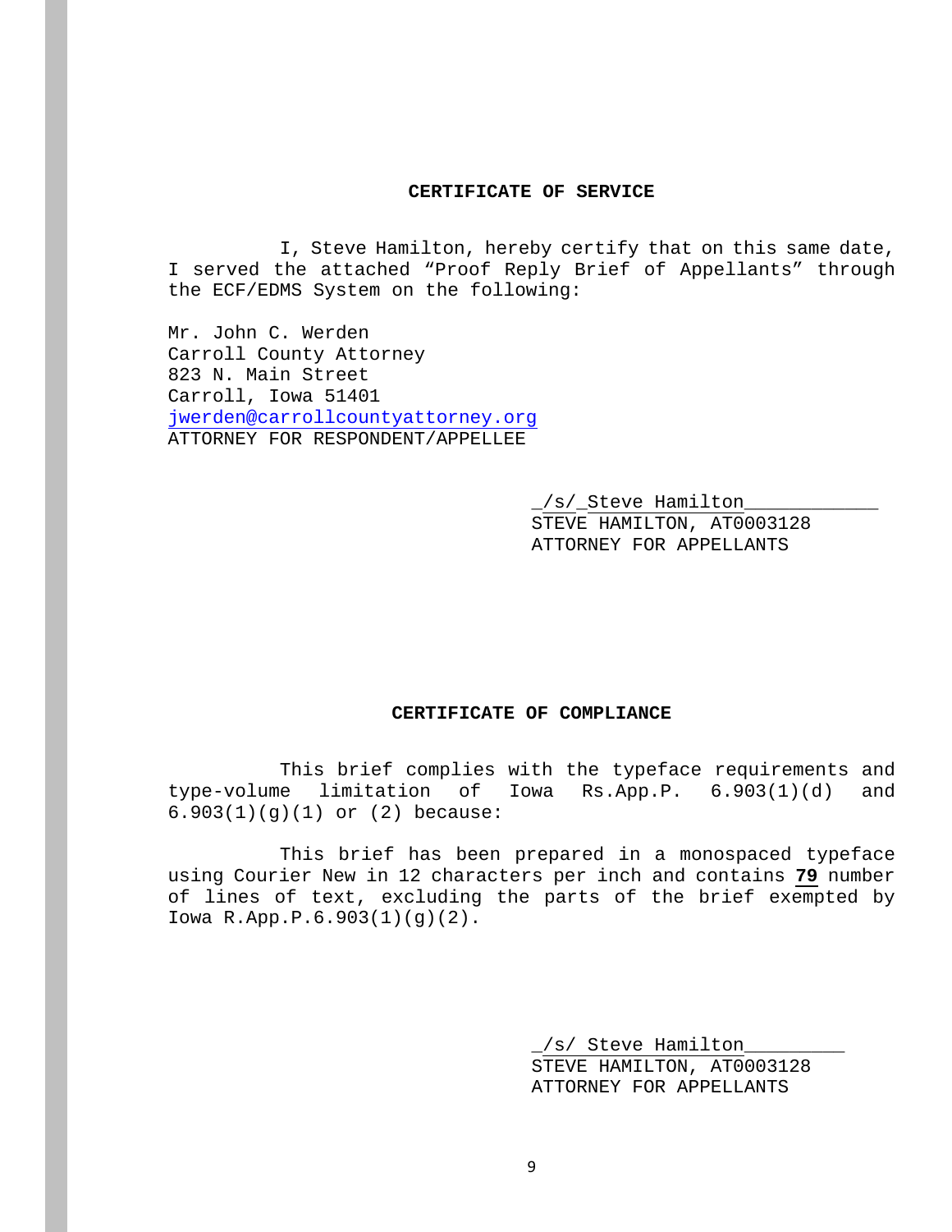## CERTIFICATE OF SERVICE

I, Steve Hamilton, hereby certify that on this same date, I served the attached "Proof Reply Brief of Appellants" through the ECF/EDMS System on the following:

Mr. John C. Werden
Carroll County Attorney
823 N. Main Street
Carroll, Iowa 51401
jwerden@carrollcountyattorney.org
ATTORNEY FOR RESPONDENT/APPELLEE

_/s/_Steve Hamilton____________
STEVE HAMILTON, AT0003128
ATTORNEY FOR APPELLANTS

## CERTIFICATE OF COMPLIANCE

This brief complies with the typeface requirements and type-volume limitation of Iowa Rs.App.P. 6.903(1)(d) and 6.903(1)(g)(1) or (2) because:

This brief has been prepared in a monospaced typeface using Courier New in 12 characters per inch and contains **79** number of lines of text, excluding the parts of the brief exempted by Iowa R.App.P.6.903(1)(g)(2).

_/s/ Steve Hamilton_________
STEVE HAMILTON, AT0003128
ATTORNEY FOR APPELLANTS